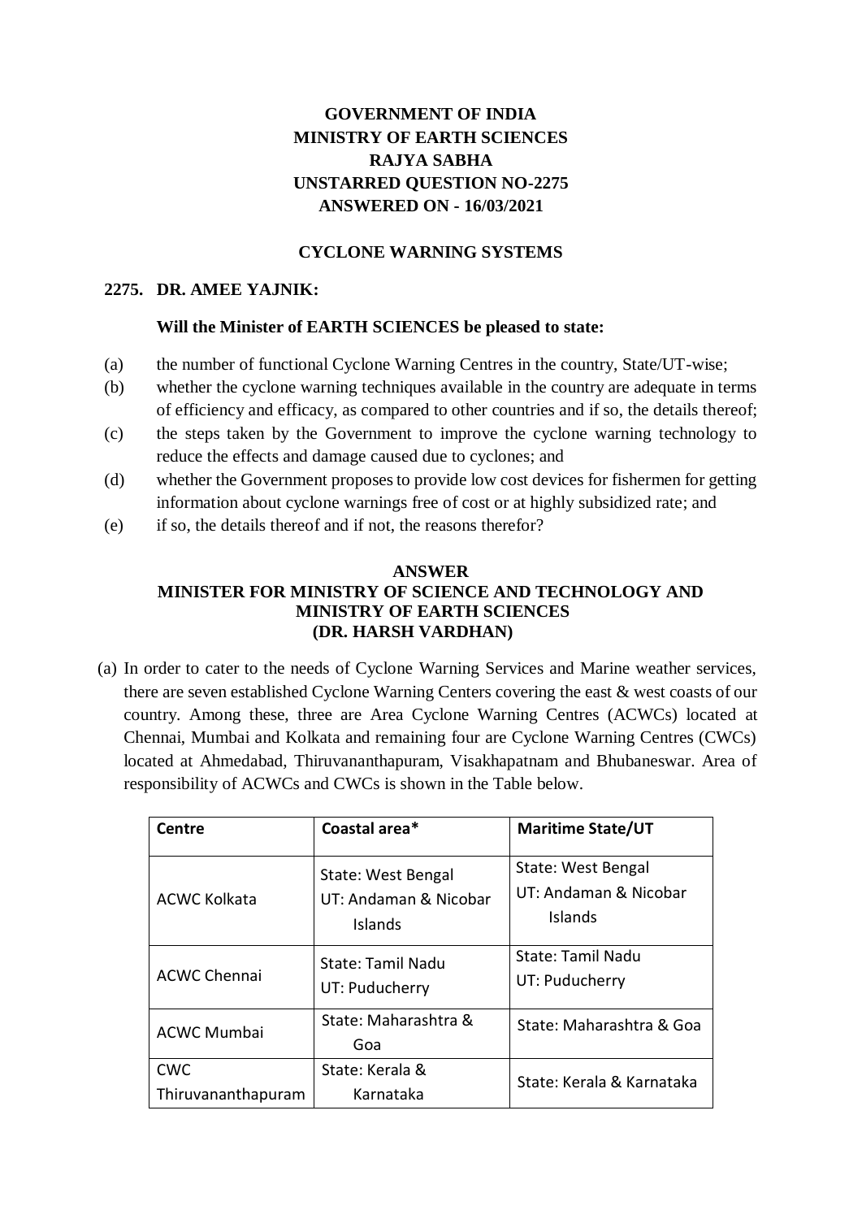**GOVERNMENT OF INDIA**
**MINISTRY OF EARTH SCIENCES**
**RAJYA SABHA**
**UNSTARRED QUESTION NO-2275**
**ANSWERED ON - 16/03/2021**

**CYCLONE WARNING SYSTEMS**

**2275. DR. AMEE YAJNIK:**

**Will the Minister of EARTH SCIENCES be pleased to state:**

(a) the number of functional Cyclone Warning Centres in the country, State/UT-wise;

(b) whether the cyclone warning techniques available in the country are adequate in terms of efficiency and efficacy, as compared to other countries and if so, the details thereof;

(c) the steps taken by the Government to improve the cyclone warning technology to reduce the effects and damage caused due to cyclones; and

(d) whether the Government proposes to provide low cost devices for fishermen for getting information about cyclone warnings free of cost or at highly subsidized rate; and

(e) if so, the details thereof and if not, the reasons therefor?

**ANSWER**
**MINISTER FOR MINISTRY OF SCIENCE AND TECHNOLOGY AND MINISTRY OF EARTH SCIENCES**
**(DR. HARSH VARDHAN)**

(a) In order to cater to the needs of Cyclone Warning Services and Marine weather services, there are seven established Cyclone Warning Centers covering the east & west coasts of our country. Among these, three are Area Cyclone Warning Centres (ACWCs) located at Chennai, Mumbai and Kolkata and remaining four are Cyclone Warning Centres (CWCs) located at Ahmedabad, Thiruvananthapuram, Visakhapatnam and Bhubaneswar. Area of responsibility of ACWCs and CWCs is shown in the Table below.

| Centre | Coastal area* | Maritime State/UT |
|---|---|---|
| ACWC Kolkata | State: West Bengal<br>UT: Andaman & Nicobar Islands | State: West Bengal<br>UT: Andaman & Nicobar Islands |
| ACWC Chennai | State: Tamil Nadu<br>UT: Puducherry | State: Tamil Nadu<br>UT: Puducherry |
| ACWC Mumbai | State: Maharashtra & Goa | State: Maharashtra & Goa |
| CWC Thiruvananthapuram | State: Kerala & Karnataka | State: Kerala & Karnataka |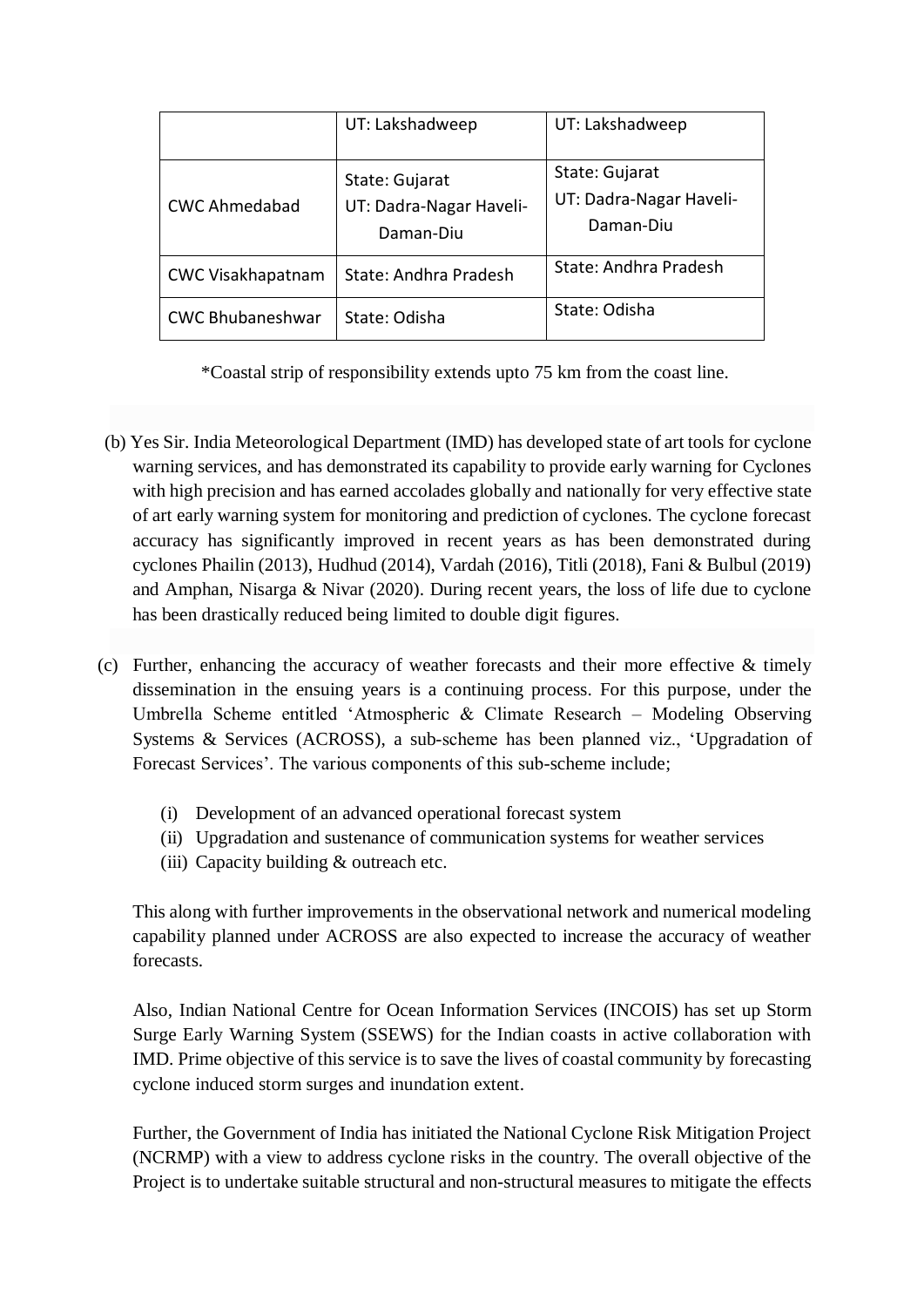| | UT: Lakshadweep | UT: Lakshadweep |
|---|---|---|
| CWC Ahmedabad | State: Gujarat<br>UT: Dadra-Nagar Haveli-Daman-Diu | State: Gujarat<br>UT: Dadra-Nagar Haveli-Daman-Diu |
| CWC Visakhapatnam | State: Andhra Pradesh | State: Andhra Pradesh |
| CWC Bhubaneshwar | State: Odisha | State: Odisha |

*Coastal strip of responsibility extends upto 75 km from the coast line.

(b) Yes Sir. India Meteorological Department (IMD) has developed state of art tools for cyclone warning services, and has demonstrated its capability to provide early warning for Cyclones with high precision and has earned accolades globally and nationally for very effective state of art early warning system for monitoring and prediction of cyclones. The cyclone forecast accuracy has significantly improved in recent years as has been demonstrated during cyclones Phailin (2013), Hudhud (2014), Vardah (2016), Titli (2018), Fani & Bulbul (2019) and Amphan, Nisarga & Nivar (2020). During recent years, the loss of life due to cyclone has been drastically reduced being limited to double digit figures.

(c) Further, enhancing the accuracy of weather forecasts and their more effective & timely dissemination in the ensuing years is a continuing process. For this purpose, under the Umbrella Scheme entitled 'Atmospheric & Climate Research – Modeling Observing Systems & Services (ACROSS), a sub-scheme has been planned viz., 'Upgradation of Forecast Services'. The various components of this sub-scheme include;

(i) Development of an advanced operational forecast system
(ii) Upgradation and sustenance of communication systems for weather services
(iii) Capacity building & outreach etc.

This along with further improvements in the observational network and numerical modeling capability planned under ACROSS are also expected to increase the accuracy of weather forecasts.

Also, Indian National Centre for Ocean Information Services (INCOIS) has set up Storm Surge Early Warning System (SSEWS) for the Indian coasts in active collaboration with IMD. Prime objective of this service is to save the lives of coastal community by forecasting cyclone induced storm surges and inundation extent.

Further, the Government of India has initiated the National Cyclone Risk Mitigation Project (NCRMP) with a view to address cyclone risks in the country. The overall objective of the Project is to undertake suitable structural and non-structural measures to mitigate the effects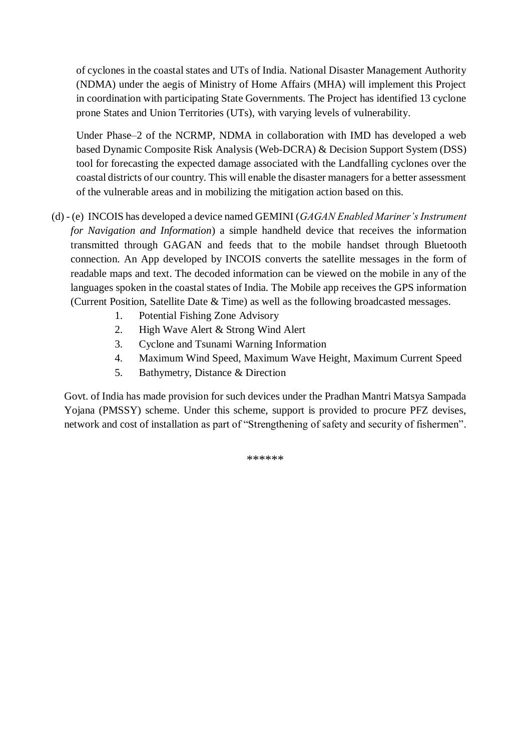of cyclones in the coastal states and UTs of India. National Disaster Management Authority (NDMA) under the aegis of Ministry of Home Affairs (MHA) will implement this Project in coordination with participating State Governments. The Project has identified 13 cyclone prone States and Union Territories (UTs), with varying levels of vulnerability.

Under Phase–2 of the NCRMP, NDMA in collaboration with IMD has developed a web based Dynamic Composite Risk Analysis (Web-DCRA) & Decision Support System (DSS) tool for forecasting the expected damage associated with the Landfalling cyclones over the coastal districts of our country. This will enable the disaster managers for a better assessment of the vulnerable areas and in mobilizing the mitigation action based on this.

(d) - (e) INCOIS has developed a device named GEMINI (*GAGAN Enabled Mariner's Instrument for Navigation and Information*) a simple handheld device that receives the information transmitted through GAGAN and feeds that to the mobile handset through Bluetooth connection. An App developed by INCOIS converts the satellite messages in the form of readable maps and text. The decoded information can be viewed on the mobile in any of the languages spoken in the coastal states of India. The Mobile app receives the GPS information (Current Position, Satellite Date & Time) as well as the following broadcasted messages.

1. Potential Fishing Zone Advisory
2. High Wave Alert & Strong Wind Alert
3. Cyclone and Tsunami Warning Information
4. Maximum Wind Speed, Maximum Wave Height, Maximum Current Speed
5. Bathymetry, Distance & Direction

Govt. of India has made provision for such devices under the Pradhan Mantri Matsya Sampada Yojana (PMSSY) scheme. Under this scheme, support is provided to procure PFZ devises, network and cost of installation as part of "Strengthening of safety and security of fishermen".

******